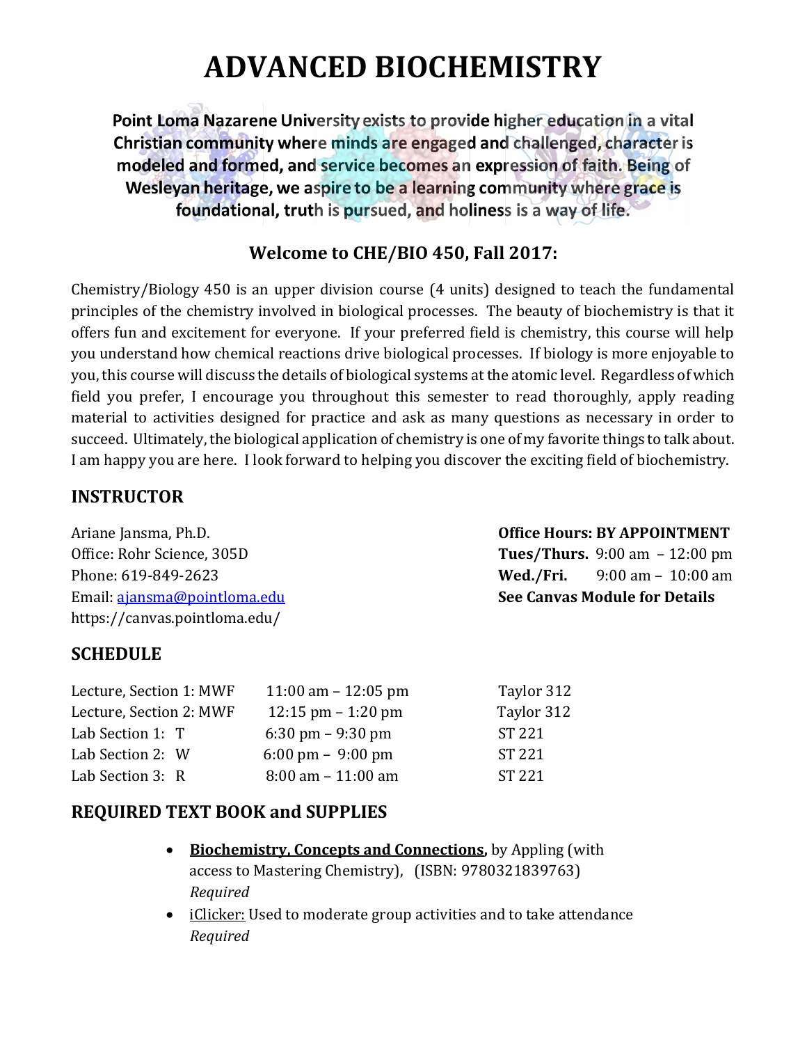# ADVANCED BIOCHEMISTRY

**Point Loma Nazarene University exists to provide higher education in a vital Christian community where minds are engaged and challenged, character is modeled and formed, and service becomes an expression of faith. Being of Wesleyan heritage, we aspire to be a learning community where grace is foundational, truth is pursued, and holiness is a way of life.**

## Welcome to CHE/BIO 450, Fall 2017:

Chemistry/Biology 450 is an upper division course (4 units) designed to teach the fundamental principles of the chemistry involved in biological processes. The beauty of biochemistry is that it offers fun and excitement for everyone. If your preferred field is chemistry, this course will help you understand how chemical reactions drive biological processes. If biology is more enjoyable to you, this course will discuss the details of biological systems at the atomic level. Regardless of which field you prefer, I encourage you throughout this semester to read thoroughly, apply reading material to activities designed for practice and ask as many questions as necessary in order to succeed. Ultimately, the biological application of chemistry is one of my favorite things to talk about. I am happy you are here. I look forward to helping you discover the exciting field of biochemistry.

## INSTRUCTOR

Ariane Jansma, Ph.D.
Office: Rohr Science, 305D
Phone: 619-849-2623
Email: ajansma@pointloma.edu
https://canvas.pointloma.edu/

**Office Hours: BY APPOINTMENT**
**Tues/Thurs.** 9:00 am – 12:00 pm
**Wed./Fri.** 9:00 am – 10:00 am
**See Canvas Module for Details**

## SCHEDULE

| | | |
|---|---|---|
| Lecture, Section 1: MWF | 11:00 am – 12:05 pm | Taylor 312 |
| Lecture, Section 2: MWF | 12:15 pm – 1:20 pm | Taylor 312 |
| Lab Section 1: T | 6:30 pm – 9:30 pm | ST 221 |
| Lab Section 2: W | 6:00 pm – 9:00 pm | ST 221 |
| Lab Section 3: R | 8:00 am – 11:00 am | ST 221 |

## REQUIRED TEXT BOOK and SUPPLIES

- **Biochemistry, Concepts and Connections,** by Appling (with access to Mastering Chemistry), (ISBN: 9780321839763) *Required*
- iClicker: Used to moderate group activities and to take attendance *Required*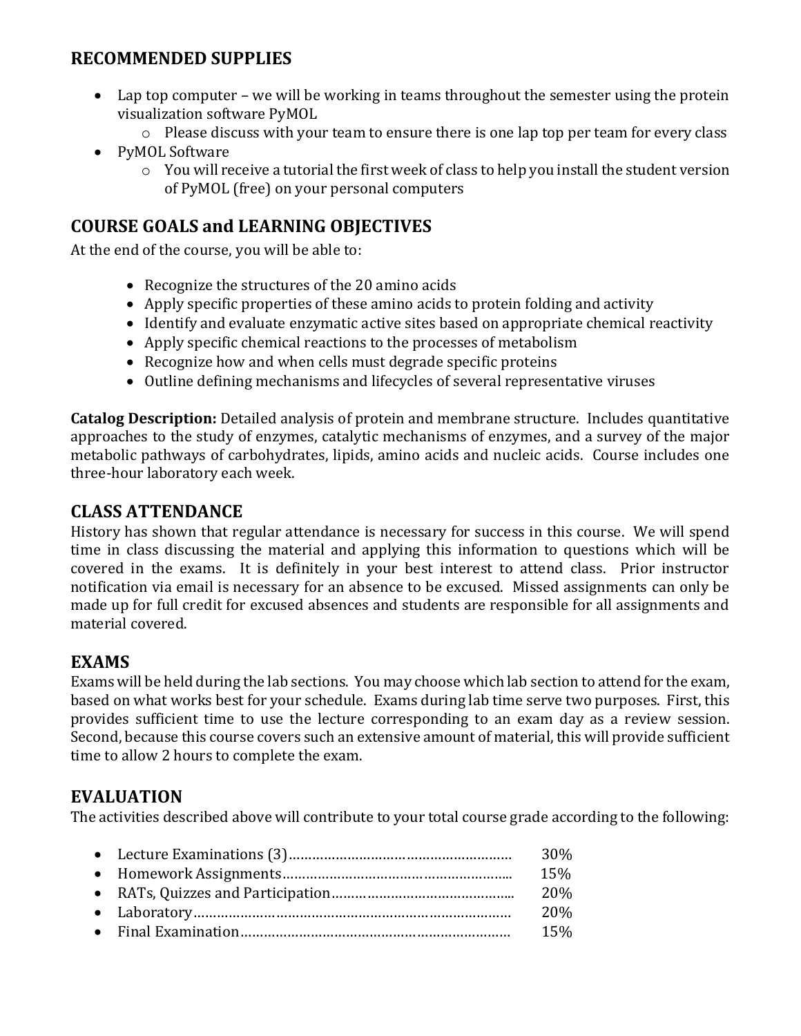## RECOMMENDED SUPPLIES

- Lap top computer – we will be working in teams throughout the semester using the protein visualization software PyMOL
  - Please discuss with your team to ensure there is one lap top per team for every class
- PyMOL Software
  - You will receive a tutorial the first week of class to help you install the student version of PyMOL (free) on your personal computers

## COURSE GOALS and LEARNING OBJECTIVES

At the end of the course, you will be able to:

- Recognize the structures of the 20 amino acids
- Apply specific properties of these amino acids to protein folding and activity
- Identify and evaluate enzymatic active sites based on appropriate chemical reactivity
- Apply specific chemical reactions to the processes of metabolism
- Recognize how and when cells must degrade specific proteins
- Outline defining mechanisms and lifecycles of several representative viruses

**Catalog Description:** Detailed analysis of protein and membrane structure. Includes quantitative approaches to the study of enzymes, catalytic mechanisms of enzymes, and a survey of the major metabolic pathways of carbohydrates, lipids, amino acids and nucleic acids. Course includes one three-hour laboratory each week.

## CLASS ATTENDANCE

History has shown that regular attendance is necessary for success in this course. We will spend time in class discussing the material and applying this information to questions which will be covered in the exams. It is definitely in your best interest to attend class. Prior instructor notification via email is necessary for an absence to be excused. Missed assignments can only be made up for full credit for excused absences and students are responsible for all assignments and material covered.

## EXAMS

Exams will be held during the lab sections. You may choose which lab section to attend for the exam, based on what works best for your schedule. Exams during lab time serve two purposes. First, this provides sufficient time to use the lecture corresponding to an exam day as a review session. Second, because this course covers such an extensive amount of material, this will provide sufficient time to allow 2 hours to complete the exam.

## EVALUATION

The activities described above will contribute to your total course grade according to the following:

- Lecture Examinations (3)………………………………………………… 30%
- Homework Assignments………………………………………………….. 15%
- RATs, Quizzes and Participation……………………………………….. 20%
- Laboratory………………………………………………………………………. 20%
- Final Examination…………………………………………………………… 15%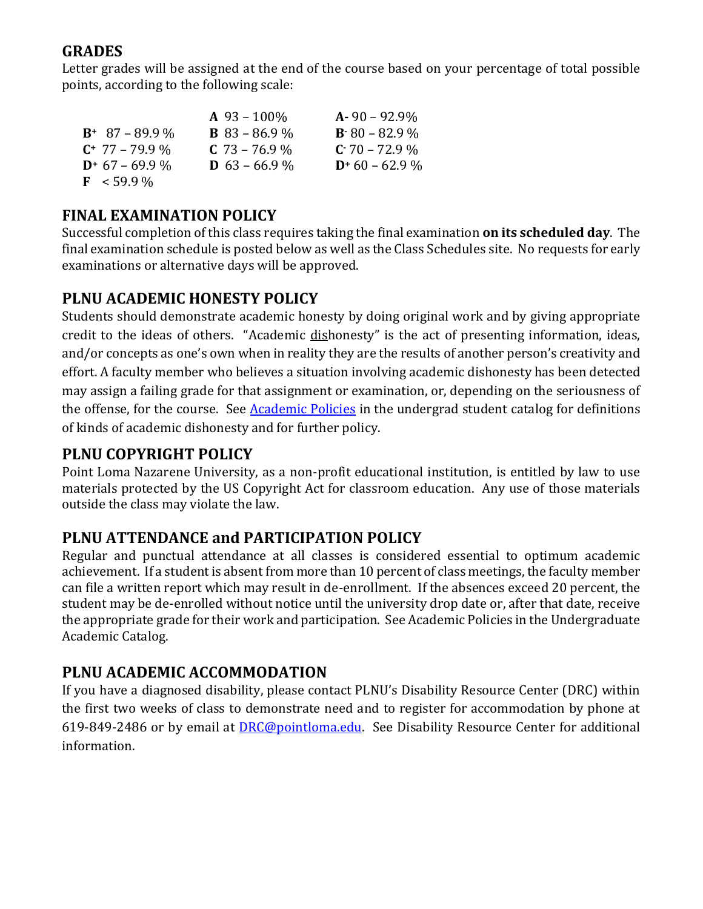## GRADES

Letter grades will be assigned at the end of the course based on your percentage of total possible points, according to the following scale:

| | | |
|---|---|---|
| | **A** 93 – 100% | **A-** 90 – 92.9% |
| **B+** 87 – 89.9 % | **B** 83 – 86.9 % | **B-** 80 – 82.9 % |
| **C+** 77 – 79.9 % | **C** 73 – 76.9 % | **C-** 70 – 72.9 % |
| **D+** 67 – 69.9 % | **D** 63 – 66.9 % | **D+** 60 – 62.9 % |
| **F** < 59.9 % | | |

## FINAL EXAMINATION POLICY

Successful completion of this class requires taking the final examination **on its scheduled day**. The final examination schedule is posted below as well as the Class Schedules site. No requests for early examinations or alternative days will be approved.

## PLNU ACADEMIC HONESTY POLICY

Students should demonstrate academic honesty by doing original work and by giving appropriate credit to the ideas of others. "Academic dishonesty" is the act of presenting information, ideas, and/or concepts as one's own when in reality they are the results of another person's creativity and effort. A faculty member who believes a situation involving academic dishonesty has been detected may assign a failing grade for that assignment or examination, or, depending on the seriousness of the offense, for the course. See Academic Policies in the undergrad student catalog for definitions of kinds of academic dishonesty and for further policy.

## PLNU COPYRIGHT POLICY

Point Loma Nazarene University, as a non-profit educational institution, is entitled by law to use materials protected by the US Copyright Act for classroom education. Any use of those materials outside the class may violate the law.

## PLNU ATTENDANCE and PARTICIPATION POLICY

Regular and punctual attendance at all classes is considered essential to optimum academic achievement. If a student is absent from more than 10 percent of class meetings, the faculty member can file a written report which may result in de-enrollment. If the absences exceed 20 percent, the student may be de-enrolled without notice until the university drop date or, after that date, receive the appropriate grade for their work and participation. See Academic Policies in the Undergraduate Academic Catalog.

## PLNU ACADEMIC ACCOMMODATION

If you have a diagnosed disability, please contact PLNU's Disability Resource Center (DRC) within the first two weeks of class to demonstrate need and to register for accommodation by phone at 619-849-2486 or by email at DRC@pointloma.edu. See Disability Resource Center for additional information.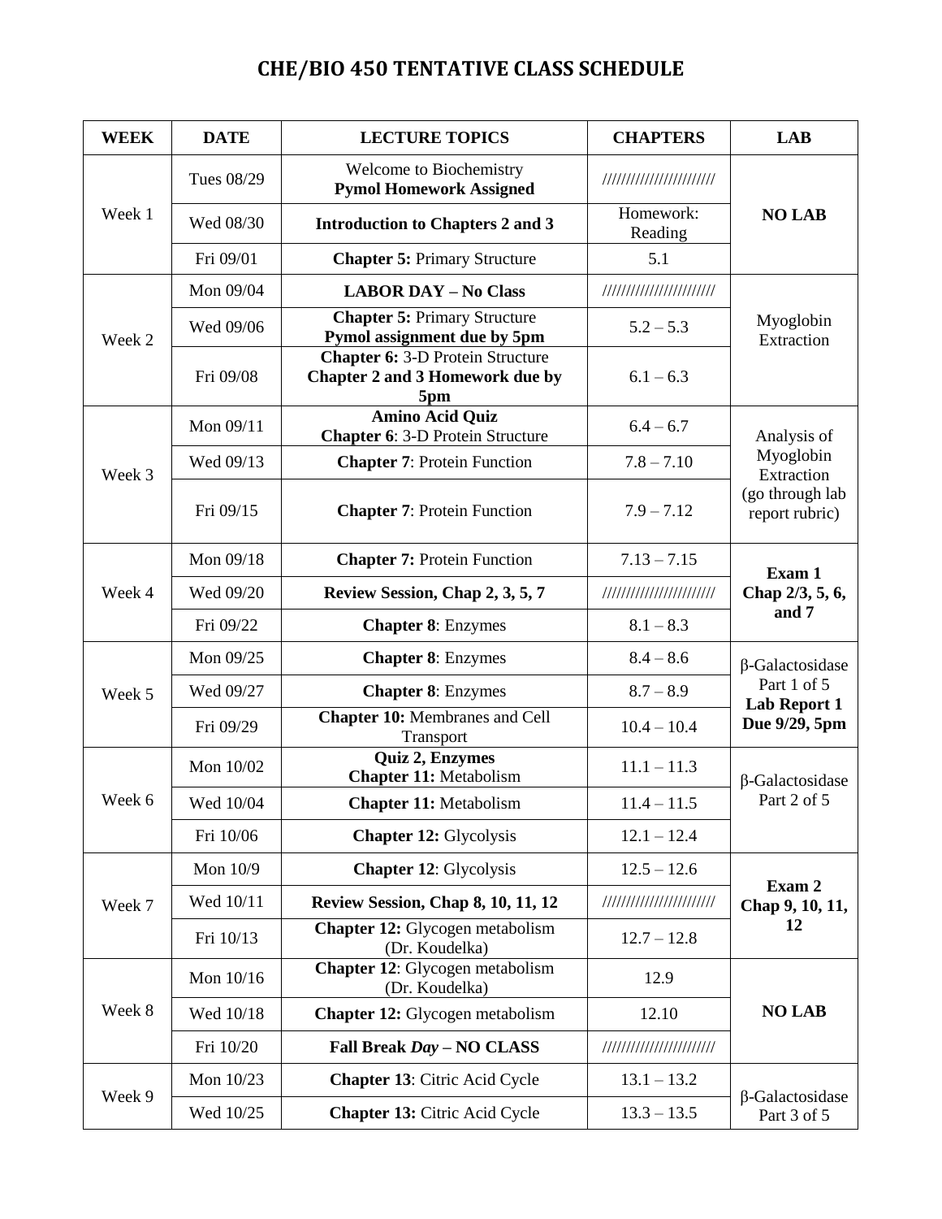# CHE/BIO 450 TENTATIVE CLASS SCHEDULE

| WEEK | DATE | LECTURE TOPICS | CHAPTERS | LAB |
|---|---|---|---|---|
| Week 1 | Tues 08/29 | Welcome to Biochemistry **Pymol Homework Assigned** | ////////////////////// | **NO LAB** |
| | Wed 08/30 | **Introduction to Chapters 2 and 3** | Homework: Reading | |
| | Fri 09/01 | **Chapter 5:** Primary Structure | 5.1 | |
| Week 2 | Mon 09/04 | **LABOR DAY – No Class** | ////////////////////// | Myoglobin Extraction |
| | Wed 09/06 | **Chapter 5:** Primary Structure **Pymol assignment due by 5pm** | 5.2 – 5.3 | |
| | Fri 09/08 | **Chapter 6:** 3-D Protein Structure **Chapter 2 and 3 Homework due by 5pm** | 6.1 – 6.3 | |
| Week 3 | Mon 09/11 | **Amino Acid Quiz** **Chapter 6**: 3-D Protein Structure | 6.4 – 6.7 | Analysis of Myoglobin Extraction (go through lab report rubric) |
| | Wed 09/13 | **Chapter 7**: Protein Function | 7.8 – 7.10 | |
| | Fri 09/15 | **Chapter 7**: Protein Function | 7.9 – 7.12 | |
| Week 4 | Mon 09/18 | **Chapter 7:** Protein Function | 7.13 – 7.15 | **Exam 1 Chap 2/3, 5, 6, and 7** |
| | Wed 09/20 | **Review Session, Chap 2, 3, 5, 7** | ////////////////////// | |
| | Fri 09/22 | **Chapter 8**: Enzymes | 8.1 – 8.3 | |
| Week 5 | Mon 09/25 | **Chapter 8**: Enzymes | 8.4 – 8.6 | β-Galactosidase Part 1 of 5 **Lab Report 1 Due 9/29, 5pm** |
| | Wed 09/27 | **Chapter 8**: Enzymes | 8.7 – 8.9 | |
| | Fri 09/29 | **Chapter 10:** Membranes and Cell Transport | 10.4 – 10.4 | |
| Week 6 | Mon 10/02 | **Quiz 2, Enzymes** **Chapter 11:** Metabolism | 11.1 – 11.3 | β-Galactosidase Part 2 of 5 |
| | Wed 10/04 | **Chapter 11:** Metabolism | 11.4 – 11.5 | |
| | Fri 10/06 | **Chapter 12:** Glycolysis | 12.1 – 12.4 | |
| Week 7 | Mon 10/9 | **Chapter 12**: Glycolysis | 12.5 – 12.6 | **Exam 2 Chap 9, 10, 11, 12** |
| | Wed 10/11 | **Review Session, Chap 8, 10, 11, 12** | ////////////////////// | |
| | Fri 10/13 | **Chapter 12:** Glycogen metabolism (Dr. Koudelka) | 12.7 – 12.8 | |
| Week 8 | Mon 10/16 | **Chapter 12**: Glycogen metabolism (Dr. Koudelka) | 12.9 | **NO LAB** |
| | Wed 10/18 | **Chapter 12:** Glycogen metabolism | 12.10 | |
| | Fri 10/20 | **Fall Break *Day* – NO CLASS** | ////////////////////// | |
| Week 9 | Mon 10/23 | **Chapter 13**: Citric Acid Cycle | 13.1 – 13.2 | β-Galactosidase Part 3 of 5 |
| | Wed 10/25 | **Chapter 13:** Citric Acid Cycle | 13.3 – 13.5 | |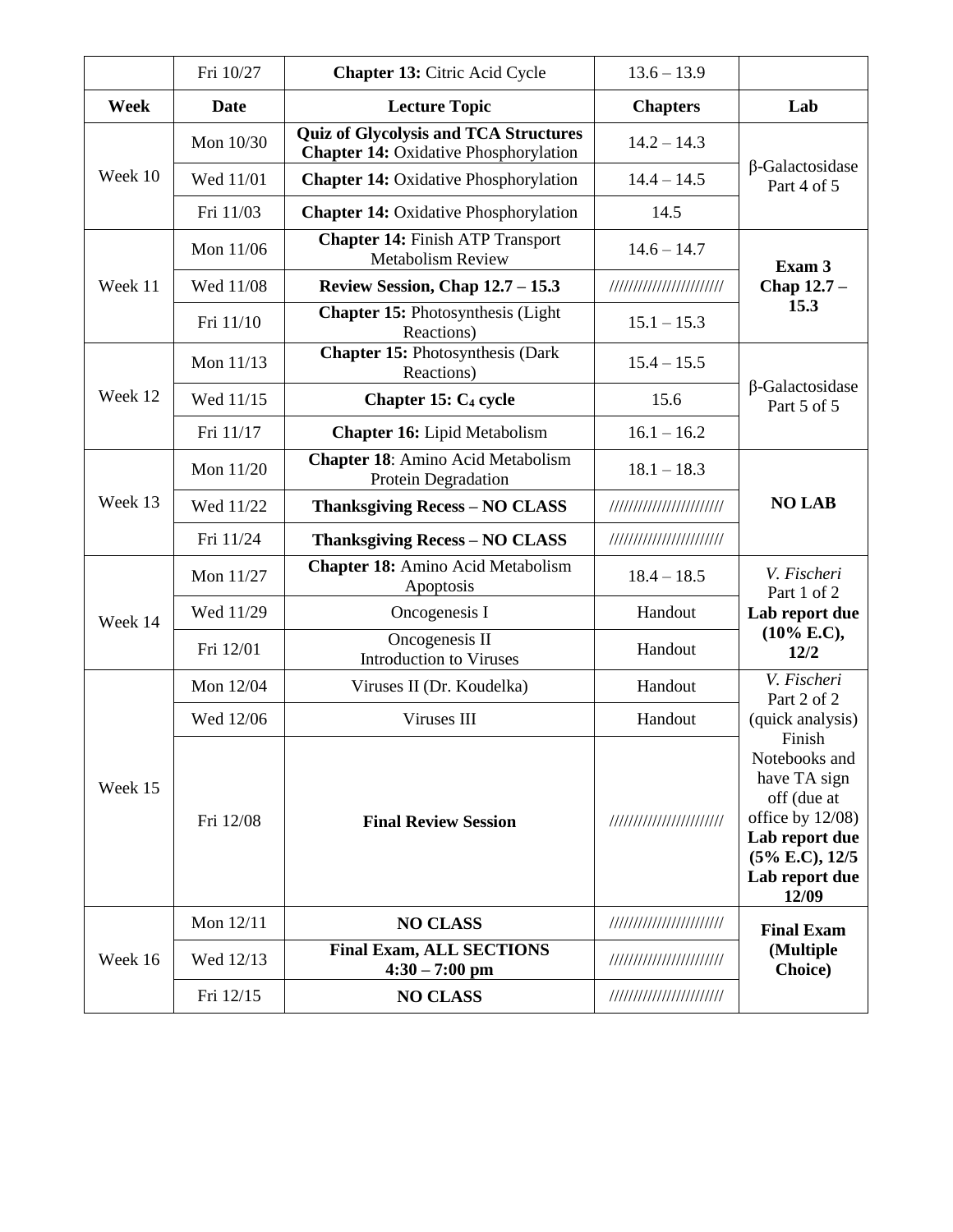| Week | Date | Lecture Topic | Chapters | Lab |
|---|---|---|---|---|
| | Fri 10/27 | **Chapter 13:** Citric Acid Cycle | 13.6 – 13.9 | |
| **Week** | **Date** | **Lecture Topic** | **Chapters** | **Lab** |
| Week 10 | Mon 10/30 | **Quiz of Glycolysis and TCA Structures** **Chapter 14:** Oxidative Phosphorylation | 14.2 – 14.3 | β-Galactosidase Part 4 of 5 |
| | Wed 11/01 | **Chapter 14:** Oxidative Phosphorylation | 14.4 – 14.5 | |
| | Fri 11/03 | **Chapter 14:** Oxidative Phosphorylation | 14.5 | |
| Week 11 | Mon 11/06 | **Chapter 14:** Finish ATP Transport Metabolism Review | 14.6 – 14.7 | **Exam 3 Chap 12.7 – 15.3** |
| | Wed 11/08 | **Review Session, Chap 12.7 – 15.3** | ////////////////////// | |
| | Fri 11/10 | **Chapter 15:** Photosynthesis (Light Reactions) | 15.1 – 15.3 | |
| Week 12 | Mon 11/13 | **Chapter 15:** Photosynthesis (Dark Reactions) | 15.4 – 15.5 | β-Galactosidase Part 5 of 5 |
| | Wed 11/15 | **Chapter 15: $C_4$ cycle** | 15.6 | |
| | Fri 11/17 | **Chapter 16:** Lipid Metabolism | 16.1 – 16.2 | |
| Week 13 | Mon 11/20 | **Chapter 18**: Amino Acid Metabolism Protein Degradation | 18.1 – 18.3 | **NO LAB** |
| | Wed 11/22 | **Thanksgiving Recess – NO CLASS** | ////////////////////// | |
| | Fri 11/24 | **Thanksgiving Recess – NO CLASS** | ////////////////////// | |
| Week 14 | Mon 11/27 | **Chapter 18:** Amino Acid Metabolism Apoptosis | 18.4 – 18.5 | *V. Fischeri* Part 1 of 2 **Lab report due (10% E.C), 12/2** |
| | Wed 11/29 | Oncogenesis I | Handout | |
| | Fri 12/01 | Oncogenesis II Introduction to Viruses | Handout | |
| Week 15 | Mon 12/04 | Viruses II (Dr. Koudelka) | Handout | *V. Fischeri* Part 2 of 2 (quick analysis) Finish Notebooks and have TA sign off (due at office by 12/08) **Lab report due (5% E.C), 12/5** **Lab report due 12/09** |
| | Wed 12/06 | Viruses III | Handout | |
| | Fri 12/08 | **Final Review Session** | ////////////////////// | |
| Week 16 | Mon 12/11 | **NO CLASS** | ////////////////////// | **Final Exam (Multiple Choice)** |
| | Wed 12/13 | **Final Exam, ALL SECTIONS 4:30 – 7:00 pm** | ////////////////////// | |
| | Fri 12/15 | **NO CLASS** | ////////////////////// | |